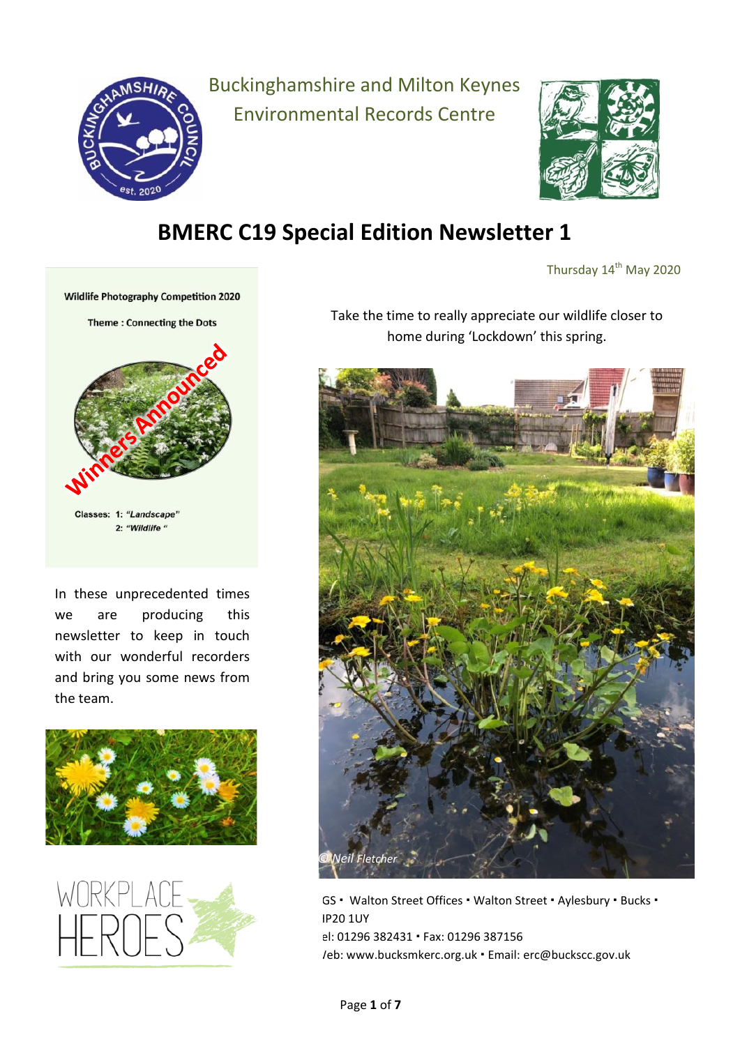Buckinghamshire and Milton Keynes Environmental Records Centre

# BMERC C19 Special Edition Newsletter 1

Thursday 14th May 2020

Wildlife Photography Competition 2020

Theme : Connecting the Dots

Winners Announced

Classes: 1: *"Landscape"*
2: *"Wildlife "*

Take the time to really appreciate our wildlife closer to home during 'Lockdown' this spring.

© Neil Fletcher

In these unprecedented times we are producing this newsletter to keep in touch with our wonderful recorders and bring you some news from the team.

WORKPLACE HEROES

GS ▪ Walton Street Offices ▪ Walton Street ▪ Aylesbury ▪ Bucks ▪ HP20 1UY
el: 01296 382431 ▪ Fax: 01296 387156
/eb: www.bucksmkerc.org.uk ▪ Email: erc@buckscc.gov.uk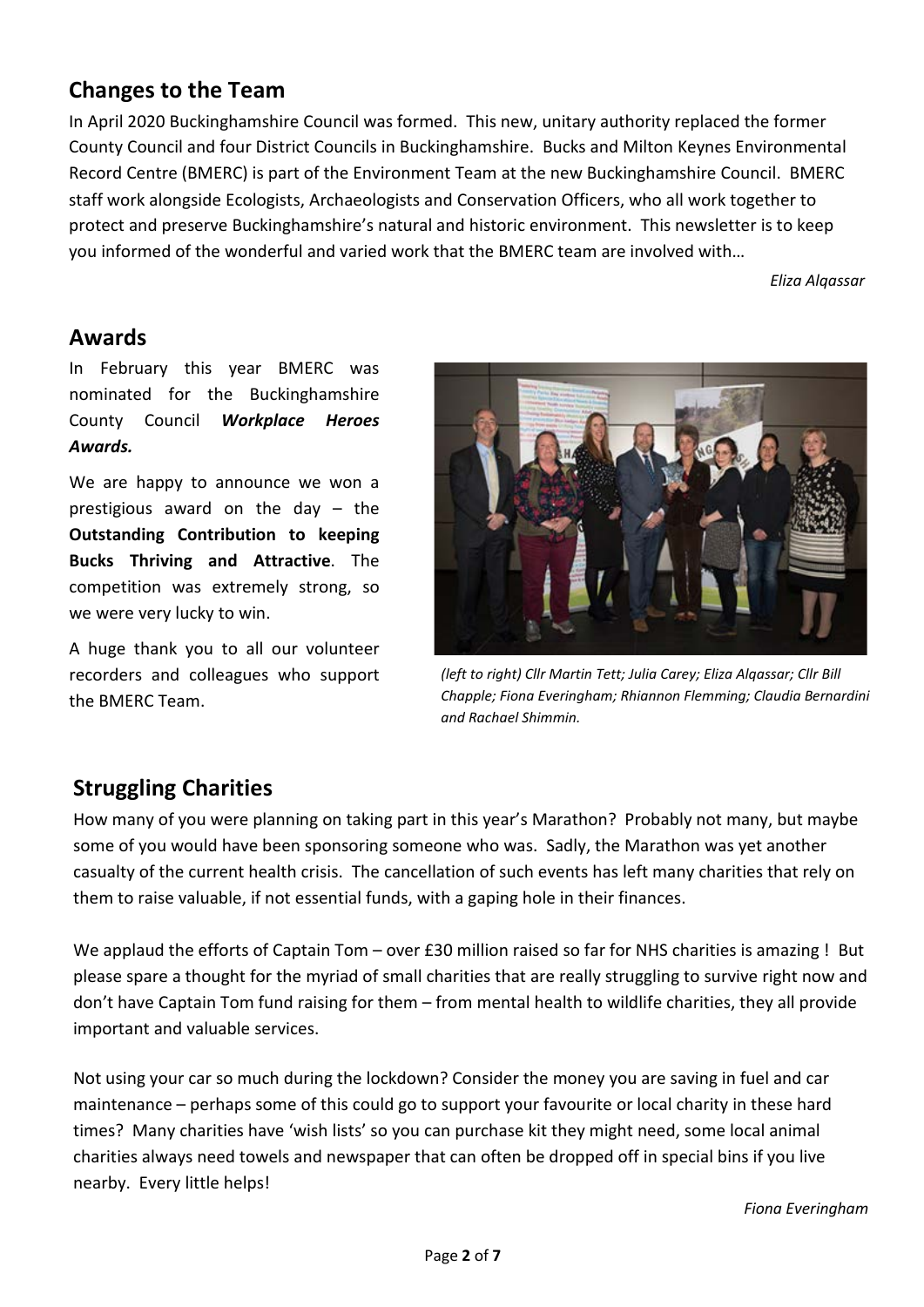## Changes to the Team

In April 2020 Buckinghamshire Council was formed. This new, unitary authority replaced the former County Council and four District Councils in Buckinghamshire. Bucks and Milton Keynes Environmental Record Centre (BMERC) is part of the Environment Team at the new Buckinghamshire Council. BMERC staff work alongside Ecologists, Archaeologists and Conservation Officers, who all work together to protect and preserve Buckinghamshire's natural and historic environment. This newsletter is to keep you informed of the wonderful and varied work that the BMERC team are involved with…

*Eliza Alqassar*

## Awards

In February this year BMERC was nominated for the Buckinghamshire County Council ***Workplace Heroes Awards.***

We are happy to announce we won a prestigious award on the day – the **Outstanding Contribution to keeping Bucks Thriving and Attractive**. The competition was extremely strong, so we were very lucky to win.

A huge thank you to all our volunteer recorders and colleagues who support the BMERC Team.

*(left to right) Cllr Martin Tett; Julia Carey; Eliza Alqassar; Cllr Bill Chapple; Fiona Everingham; Rhiannon Flemming; Claudia Bernardini and Rachael Shimmin.*

## Struggling Charities

How many of you were planning on taking part in this year's Marathon? Probably not many, but maybe some of you would have been sponsoring someone who was. Sadly, the Marathon was yet another casualty of the current health crisis. The cancellation of such events has left many charities that rely on them to raise valuable, if not essential funds, with a gaping hole in their finances.

We applaud the efforts of Captain Tom – over £30 million raised so far for NHS charities is amazing ! But please spare a thought for the myriad of small charities that are really struggling to survive right now and don't have Captain Tom fund raising for them – from mental health to wildlife charities, they all provide important and valuable services.

Not using your car so much during the lockdown? Consider the money you are saving in fuel and car maintenance – perhaps some of this could go to support your favourite or local charity in these hard times? Many charities have 'wish lists' so you can purchase kit they might need, some local animal charities always need towels and newspaper that can often be dropped off in special bins if you live nearby. Every little helps!

*Fiona Everingham*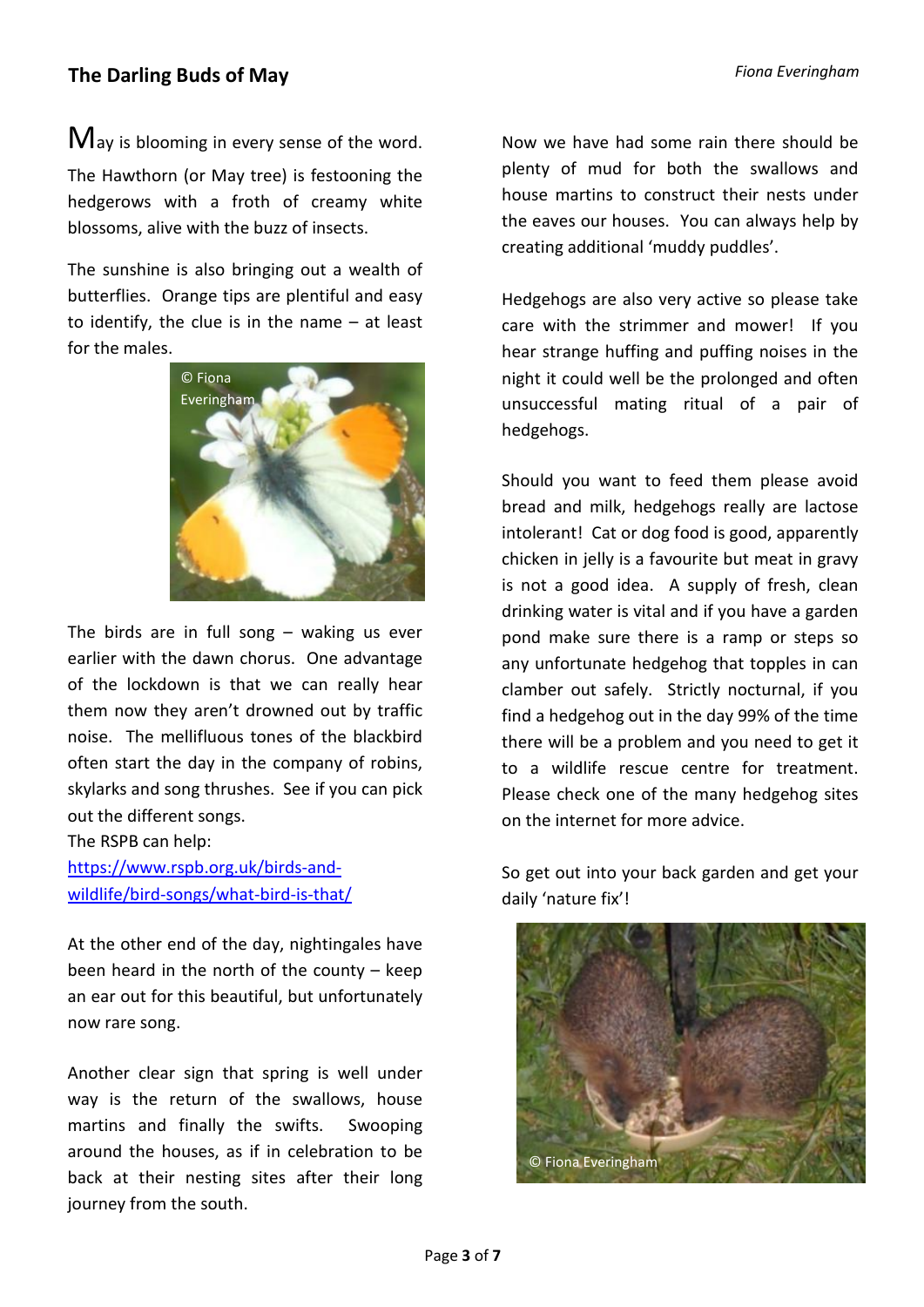## The Darling Buds of May

*Fiona Everingham*

May is blooming in every sense of the word. The Hawthorn (or May tree) is festooning the hedgerows with a froth of creamy white blossoms, alive with the buzz of insects.

The sunshine is also bringing out a wealth of butterflies. Orange tips are plentiful and easy to identify, the clue is in the name – at least for the males.

© Fiona Everingham

The birds are in full song – waking us ever earlier with the dawn chorus. One advantage of the lockdown is that we can really hear them now they aren't drowned out by traffic noise. The mellifluous tones of the blackbird often start the day in the company of robins, skylarks and song thrushes. See if you can pick out the different songs.
The RSPB can help:
[https://www.rspb.org.uk/birds-and-wildlife/bird-songs/what-bird-is-that/](https://www.rspb.org.uk/birds-and-wildlife/bird-songs/what-bird-is-that/)

At the other end of the day, nightingales have been heard in the north of the county – keep an ear out for this beautiful, but unfortunately now rare song.

Another clear sign that spring is well under way is the return of the swallows, house martins and finally the swifts. Swooping around the houses, as if in celebration to be back at their nesting sites after their long journey from the south.

Now we have had some rain there should be plenty of mud for both the swallows and house martins to construct their nests under the eaves our houses. You can always help by creating additional 'muddy puddles'.

Hedgehogs are also very active so please take care with the strimmer and mower! If you hear strange huffing and puffing noises in the night it could well be the prolonged and often unsuccessful mating ritual of a pair of hedgehogs.

Should you want to feed them please avoid bread and milk, hedgehogs really are lactose intolerant! Cat or dog food is good, apparently chicken in jelly is a favourite but meat in gravy is not a good idea. A supply of fresh, clean drinking water is vital and if you have a garden pond make sure there is a ramp or steps so any unfortunate hedgehog that topples in can clamber out safely. Strictly nocturnal, if you find a hedgehog out in the day 99% of the time there will be a problem and you need to get it to a wildlife rescue centre for treatment. Please check one of the many hedgehog sites on the internet for more advice.

So get out into your back garden and get your daily 'nature fix'!

© Fiona Everingham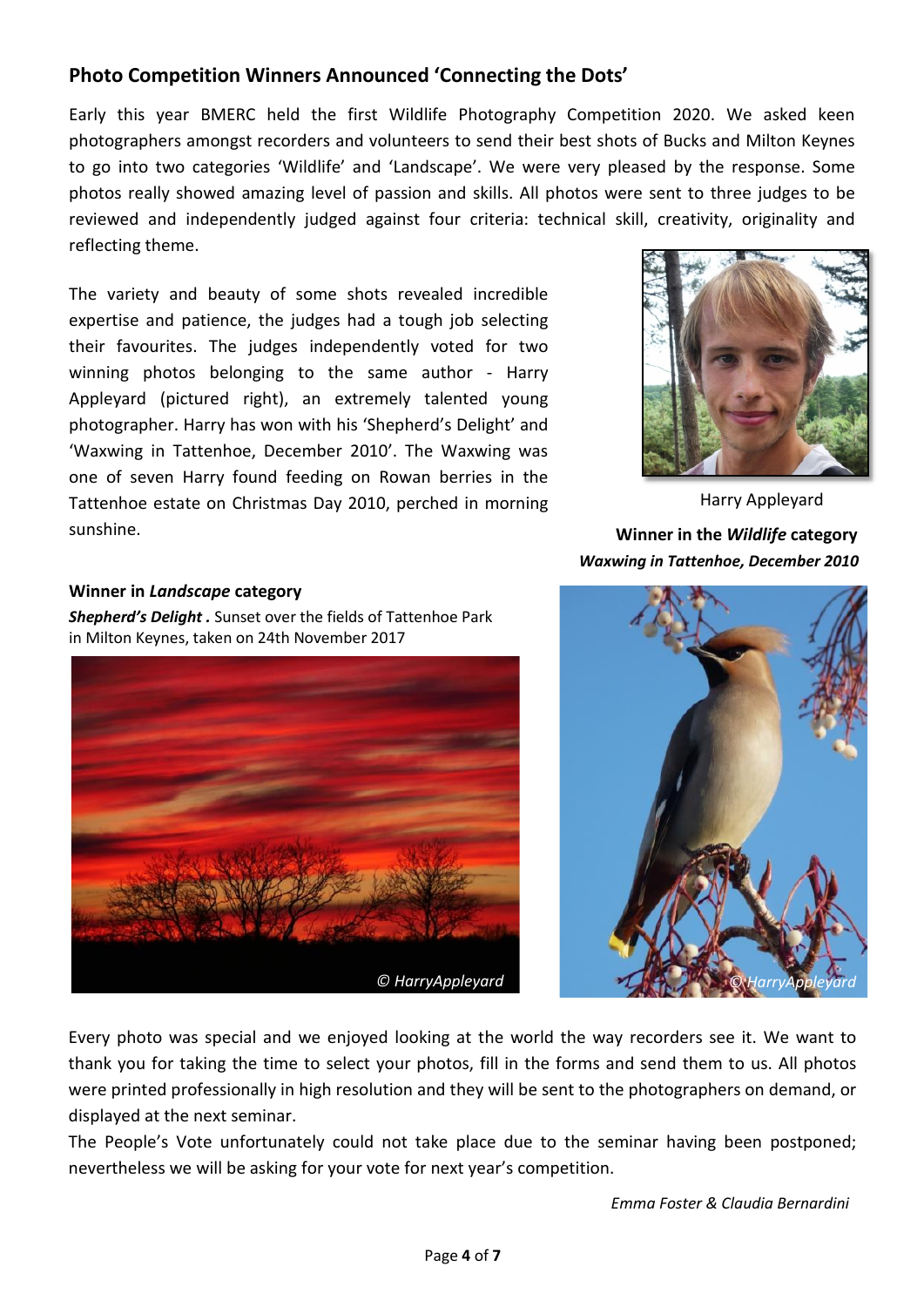## Photo Competition Winners Announced 'Connecting the Dots'

Early this year BMERC held the first Wildlife Photography Competition 2020. We asked keen photographers amongst recorders and volunteers to send their best shots of Bucks and Milton Keynes to go into two categories 'Wildlife' and 'Landscape'. We were very pleased by the response. Some photos really showed amazing level of passion and skills. All photos were sent to three judges to be reviewed and independently judged against four criteria: technical skill, creativity, originality and reflecting theme.

The variety and beauty of some shots revealed incredible expertise and patience, the judges had a tough job selecting their favourites. The judges independently voted for two winning photos belonging to the same author - Harry Appleyard (pictured right), an extremely talented young photographer. Harry has won with his 'Shepherd's Delight' and 'Waxwing in Tattenhoe, December 2010'. The Waxwing was one of seven Harry found feeding on Rowan berries in the Tattenhoe estate on Christmas Day 2010, perched in morning sunshine.

Harry Appleyard

**Winner in the *Wildlife* category**
***Waxwing in Tattenhoe, December 2010***

© HarryAppleyard

**Winner in *Landscape* category**
***Shepherd's Delight .*** Sunset over the fields of Tattenhoe Park in Milton Keynes, taken on 24th November 2017

© HarryAppleyard

Every photo was special and we enjoyed looking at the world the way recorders see it. We want to thank you for taking the time to select your photos, fill in the forms and send them to us. All photos were printed professionally in high resolution and they will be sent to the photographers on demand, or displayed at the next seminar.

The People's Vote unfortunately could not take place due to the seminar having been postponed; nevertheless we will be asking for your vote for next year's competition.

*Emma Foster & Claudia Bernardini*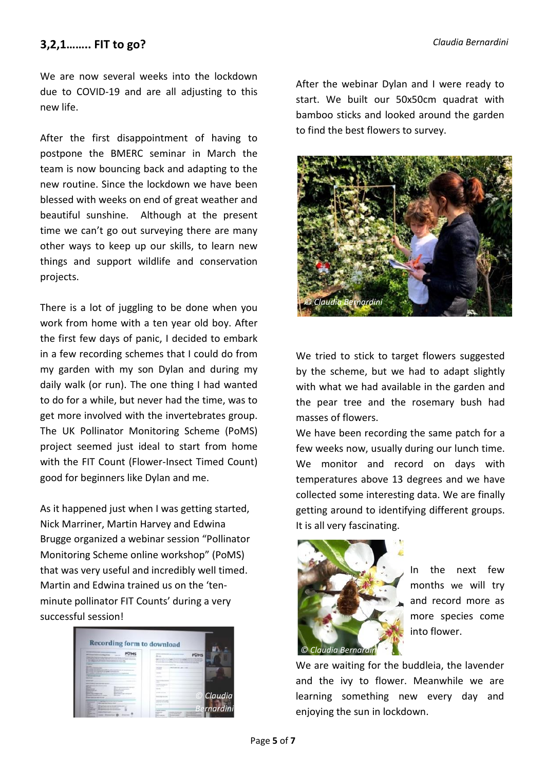## 3,2,1…….. FIT to go?

*Claudia Bernardini*

We are now several weeks into the lockdown due to COVID-19 and are all adjusting to this new life.

After the first disappointment of having to postpone the BMERC seminar in March the team is now bouncing back and adapting to the new routine. Since the lockdown we have been blessed with weeks on end of great weather and beautiful sunshine. Although at the present time we can't go out surveying there are many other ways to keep up our skills, to learn new things and support wildlife and conservation projects.

There is a lot of juggling to be done when you work from home with a ten year old boy. After the first few days of panic, I decided to embark in a few recording schemes that I could do from my garden with my son Dylan and during my daily walk (or run). The one thing I had wanted to do for a while, but never had the time, was to get more involved with the invertebrates group. The UK Pollinator Monitoring Scheme (PoMS) project seemed just ideal to start from home with the FIT Count (Flower-Insect Timed Count) good for beginners like Dylan and me.

As it happened just when I was getting started, Nick Marriner, Martin Harvey and Edwina Brugge organized a webinar session "Pollinator Monitoring Scheme online workshop" (PoMS) that was very useful and incredibly well timed. Martin and Edwina trained us on the 'ten-minute pollinator FIT Counts' during a very successful session!

*© Claudia Bernardini*

After the webinar Dylan and I were ready to start. We built our 50x50cm quadrat with bamboo sticks and looked around the garden to find the best flowers to survey.

*© Claudia Bernardini*

We tried to stick to target flowers suggested by the scheme, but we had to adapt slightly with what we had available in the garden and the pear tree and the rosemary bush had masses of flowers.

We have been recording the same patch for a few weeks now, usually during our lunch time. We monitor and record on days with temperatures above 13 degrees and we have collected some interesting data. We are finally getting around to identifying different groups. It is all very fascinating.

*© Claudia Bernardini*

In the next few months we will try and record more as more species come into flower.

We are waiting for the buddleia, the lavender and the ivy to flower. Meanwhile we are learning something new every day and enjoying the sun in lockdown.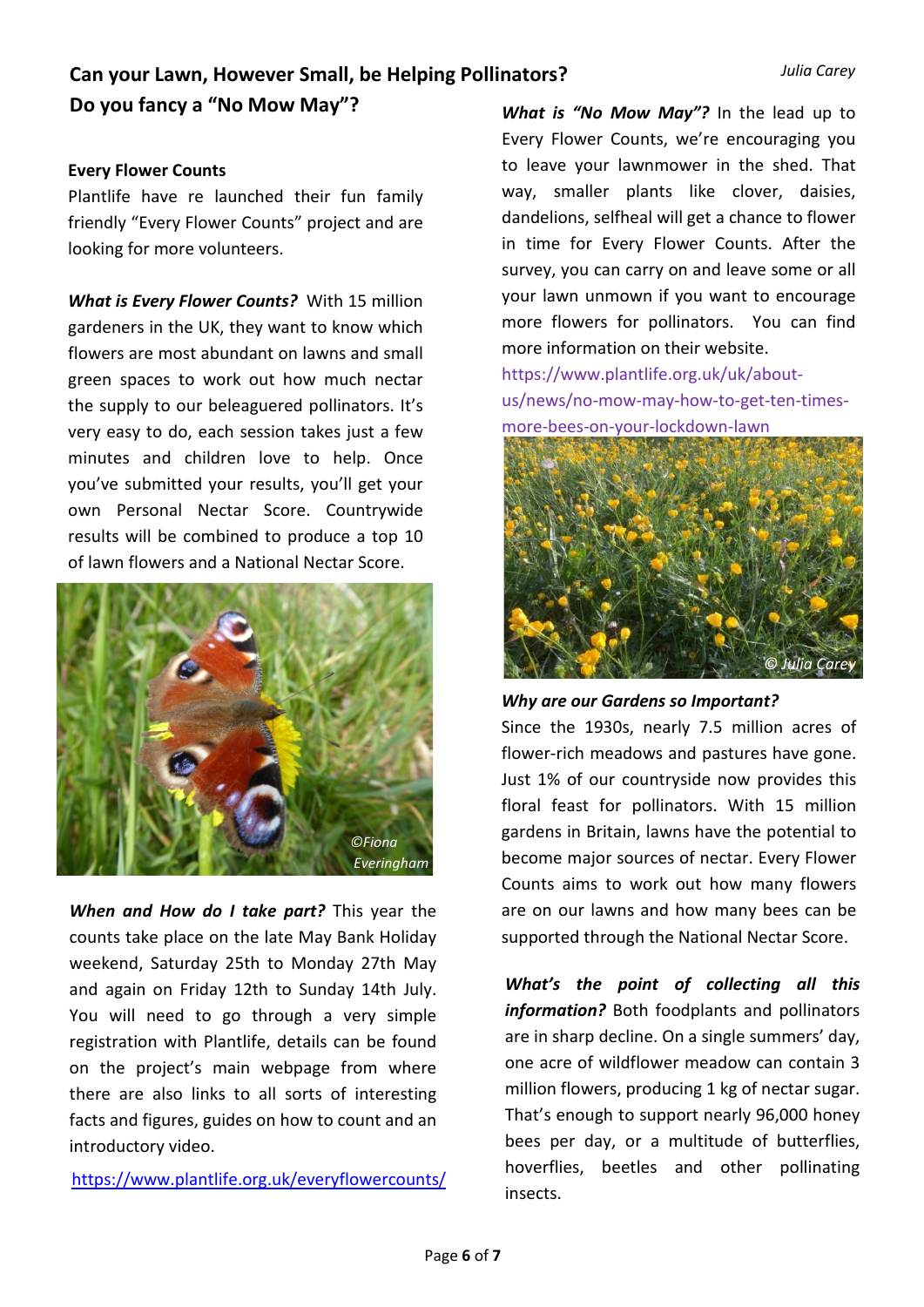## Can your Lawn, However Small, be Helping Pollinators? Do you fancy a "No Mow May"?

*Julia Carey*

**Every Flower Counts**

Plantlife have re launched their fun family friendly "Every Flower Counts" project and are looking for more volunteers.

***What is Every Flower Counts?*** With 15 million gardeners in the UK, they want to know which flowers are most abundant on lawns and small green spaces to work out how much nectar the supply to our beleaguered pollinators. It's very easy to do, each session takes just a few minutes and children love to help. Once you've submitted your results, you'll get your own Personal Nectar Score. Countrywide results will be combined to produce a top 10 of lawn flowers and a National Nectar Score.

©Fiona Everingham

***When and How do I take part?*** This year the counts take place on the late May Bank Holiday weekend, Saturday 25th to Monday 27th May and again on Friday 12th to Sunday 14th July. You will need to go through a very simple registration with Plantlife, details can be found on the project's main webpage from where there are also links to all sorts of interesting facts and figures, guides on how to count and an introductory video.

https://www.plantlife.org.uk/everyflowercounts/

***What is "No Mow May"?*** In the lead up to Every Flower Counts, we're encouraging you to leave your lawnmower in the shed. That way, smaller plants like clover, daisies, dandelions, selfheal will get a chance to flower in time for Every Flower Counts. After the survey, you can carry on and leave some or all your lawn unmown if you want to encourage more flowers for pollinators. You can find more information on their website. https://www.plantlife.org.uk/uk/about-us/news/no-mow-may-how-to-get-ten-times-more-bees-on-your-lockdown-lawn

© Julia Carey

***Why are our Gardens so Important?***

Since the 1930s, nearly 7.5 million acres of flower-rich meadows and pastures have gone. Just 1% of our countryside now provides this floral feast for pollinators. With 15 million gardens in Britain, lawns have the potential to become major sources of nectar. Every Flower Counts aims to work out how many flowers are on our lawns and how many bees can be supported through the National Nectar Score.

***What's the point of collecting all this information?*** Both foodplants and pollinators are in sharp decline. On a single summers' day, one acre of wildflower meadow can contain 3 million flowers, producing 1 kg of nectar sugar. That's enough to support nearly 96,000 honey bees per day, or a multitude of butterflies, hoverflies, beetles and other pollinating insects.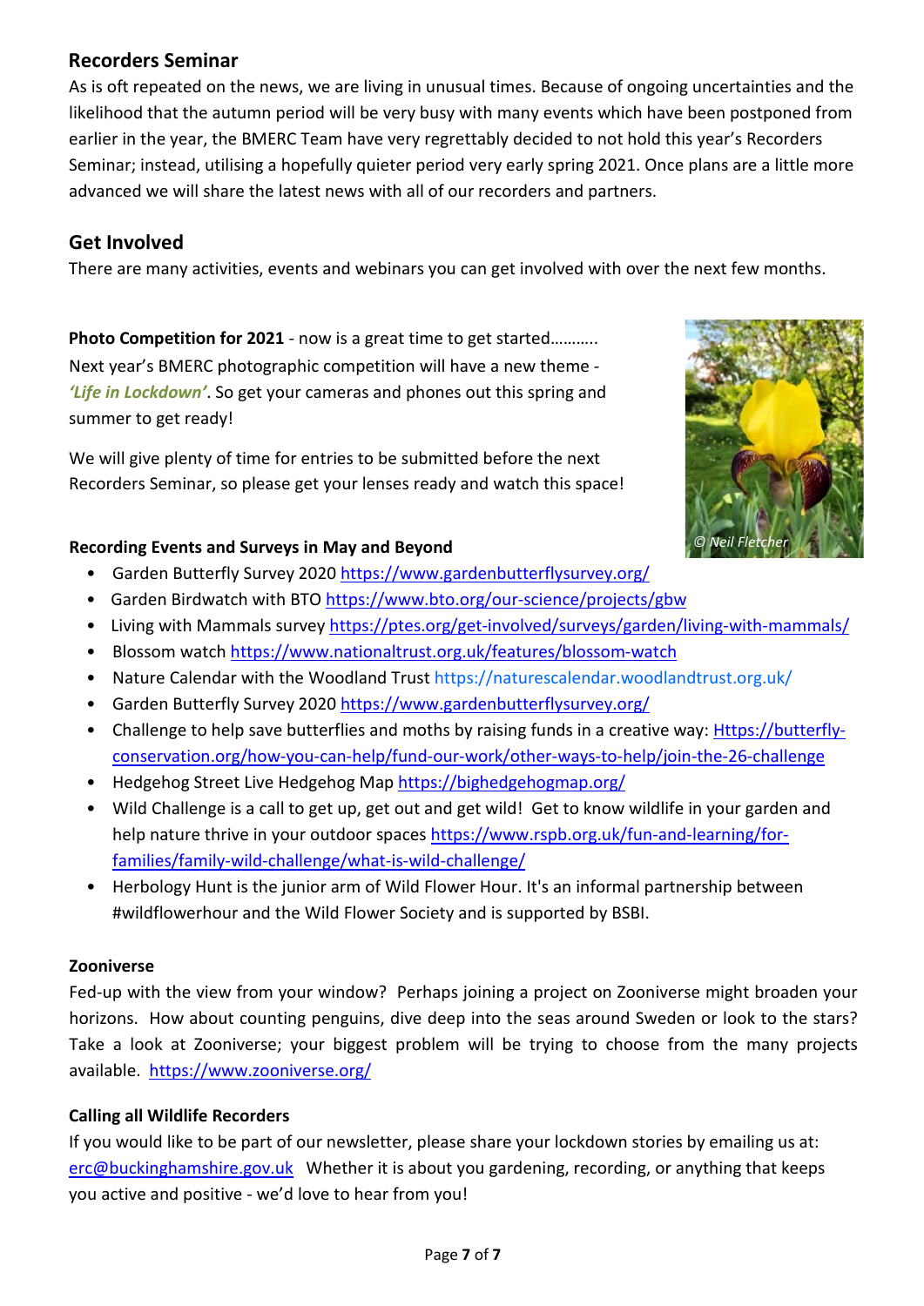## Recorders Seminar

As is oft repeated on the news, we are living in unusual times. Because of ongoing uncertainties and the likelihood that the autumn period will be very busy with many events which have been postponed from earlier in the year, the BMERC Team have very regrettably decided to not hold this year's Recorders Seminar; instead, utilising a hopefully quieter period very early spring 2021. Once plans are a little more advanced we will share the latest news with all of our recorders and partners.

## Get Involved

There are many activities, events and webinars you can get involved with over the next few months.

**Photo Competition for 2021** - now is a great time to get started……….. Next year's BMERC photographic competition will have a new theme - ***'Life in Lockdown'***. So get your cameras and phones out this spring and summer to get ready!

We will give plenty of time for entries to be submitted before the next Recorders Seminar, so please get your lenses ready and watch this space!

© Neil Fletcher

**Recording Events and Surveys in May and Beyond**

- Garden Butterfly Survey 2020 https://www.gardenbutterflysurvey.org/
- Garden Birdwatch with BTO https://www.bto.org/our-science/projects/gbw
- Living with Mammals survey https://ptes.org/get-involved/surveys/garden/living-with-mammals/
- Blossom watch https://www.nationaltrust.org.uk/features/blossom-watch
- Nature Calendar with the Woodland Trust https://naturescalendar.woodlandtrust.org.uk/
- Garden Butterfly Survey 2020 https://www.gardenbutterflysurvey.org/
- Challenge to help save butterflies and moths by raising funds in a creative way: Https://butterfly-conservation.org/how-you-can-help/fund-our-work/other-ways-to-help/join-the-26-challenge
- Hedgehog Street Live Hedgehog Map https://bighedgehogmap.org/
- Wild Challenge is a call to get up, get out and get wild! Get to know wildlife in your garden and help nature thrive in your outdoor spaces https://www.rspb.org.uk/fun-and-learning/for-families/family-wild-challenge/what-is-wild-challenge/
- Herbology Hunt is the junior arm of Wild Flower Hour. It's an informal partnership between #wildflowerhour and the Wild Flower Society and is supported by BSBI.

**Zooniverse**

Fed-up with the view from your window? Perhaps joining a project on Zooniverse might broaden your horizons. How about counting penguins, dive deep into the seas around Sweden or look to the stars? Take a look at Zooniverse; your biggest problem will be trying to choose from the many projects available. https://www.zooniverse.org/

**Calling all Wildlife Recorders**

If you would like to be part of our newsletter, please share your lockdown stories by emailing us at: erc@buckinghamshire.gov.uk Whether it is about you gardening, recording, or anything that keeps you active and positive - we'd love to hear from you!